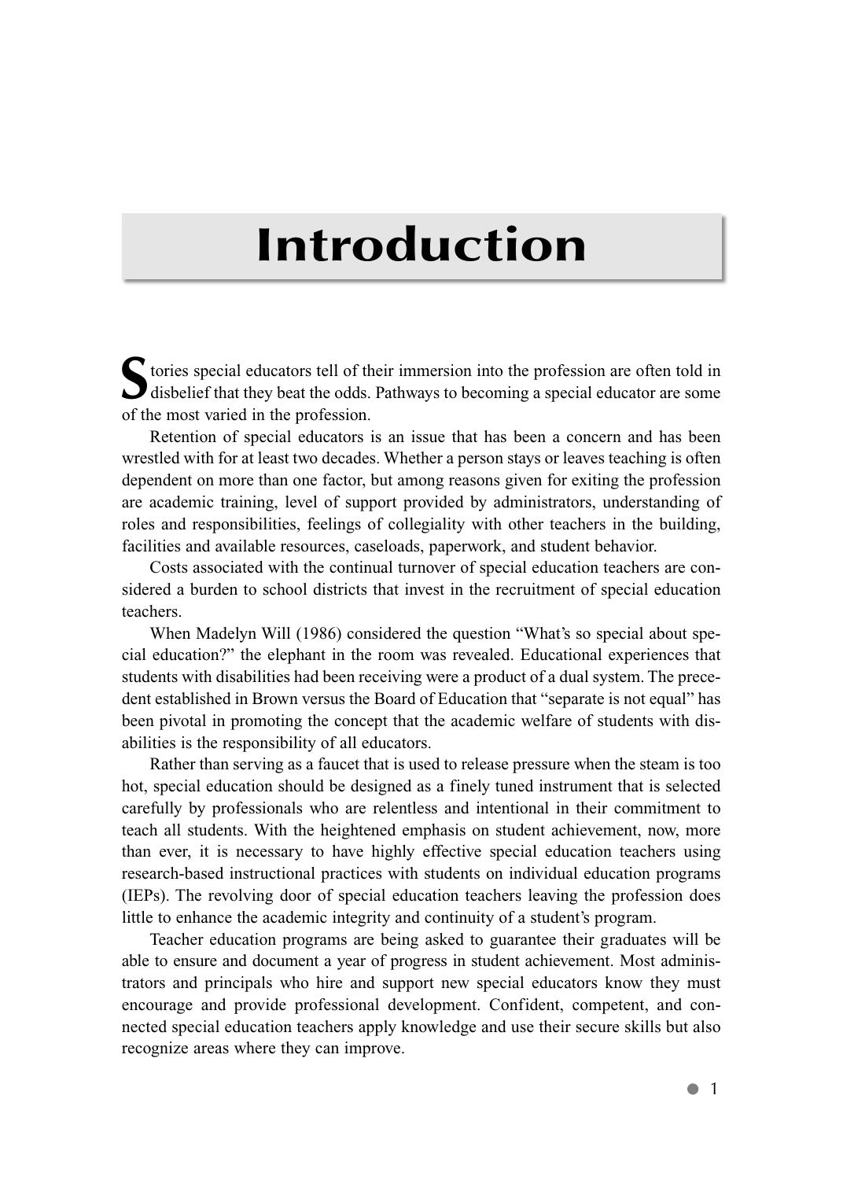# Introduction

Stories special educators tell of their immersion into the profession are often told in disbelief that they beat the odds. Pathways to becoming a special educator are some of the most varied in the profession.

Retention of special educators is an issue that has been a concern and has been wrestled with for at least two decades. Whether a person stays or leaves teaching is often dependent on more than one factor, but among reasons given for exiting the profession are academic training, level of support provided by administrators, understanding of roles and responsibilities, feelings of collegiality with other teachers in the building, facilities and available resources, caseloads, paperwork, and student behavior.

Costs associated with the continual turnover of special education teachers are considered a burden to school districts that invest in the recruitment of special education teachers.

When Madelyn Will (1986) considered the question "What's so special about special education?" the elephant in the room was revealed. Educational experiences that students with disabilities had been receiving were a product of a dual system. The precedent established in Brown versus the Board of Education that "separate is not equal" has been pivotal in promoting the concept that the academic welfare of students with disabilities is the responsibility of all educators.

Rather than serving as a faucet that is used to release pressure when the steam is too hot, special education should be designed as a finely tuned instrument that is selected carefully by professionals who are relentless and intentional in their commitment to teach all students. With the heightened emphasis on student achievement, now, more than ever, it is necessary to have highly effective special education teachers using research-based instructional practices with students on individual education programs (IEPs). The revolving door of special education teachers leaving the profession does little to enhance the academic integrity and continuity of a student's program.

Teacher education programs are being asked to guarantee their graduates will be able to ensure and document a year of progress in student achievement. Most administrators and principals who hire and support new special educators know they must encourage and provide professional development. Confident, competent, and connected special education teachers apply knowledge and use their secure skills but also recognize areas where they can improve.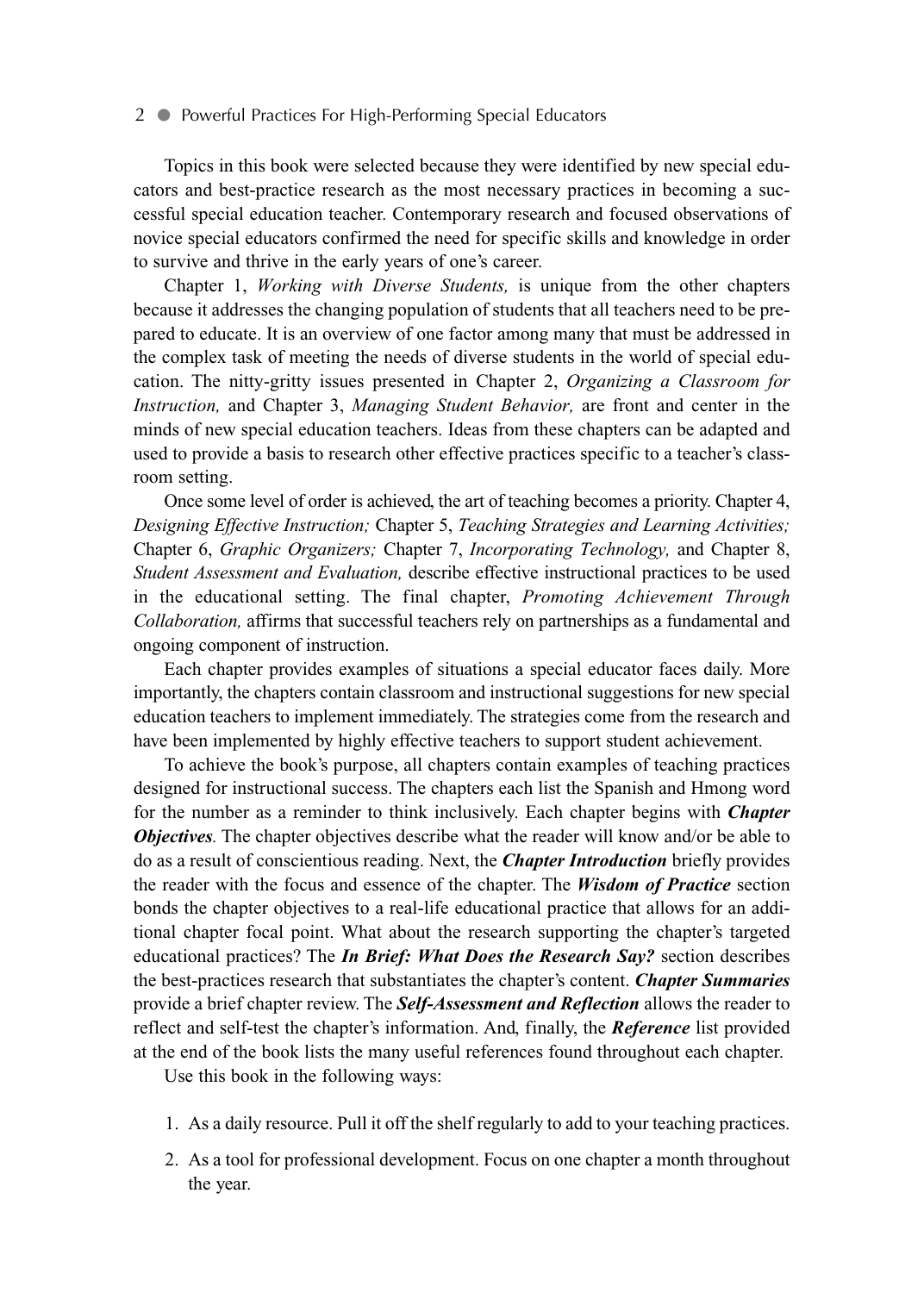Topics in this book were selected because they were identified by new special educators and best-practice research as the most necessary practices in becoming a successful special education teacher. Contemporary research and focused observations of novice special educators confirmed the need for specific skills and knowledge in order to survive and thrive in the early years of one's career.

Chapter 1, *Working with Diverse Students,* is unique from the other chapters because it addresses the changing population of students that all teachers need to be prepared to educate. It is an overview of one factor among many that must be addressed in the complex task of meeting the needs of diverse students in the world of special education. The nitty-gritty issues presented in Chapter 2, *Organizing a Classroom for Instruction,* and Chapter 3, *Managing Student Behavior,* are front and center in the minds of new special education teachers. Ideas from these chapters can be adapted and used to provide a basis to research other effective practices specific to a teacher's classroom setting.

Once some level of order is achieved, the art of teaching becomes a priority. Chapter 4, *Designing Effective Instruction;* Chapter 5, *Teaching Strategies and Learning Activities;* Chapter 6, *Graphic Organizers;* Chapter 7, *Incorporating Technology,* and Chapter 8, *Student Assessment and Evaluation,* describe effective instructional practices to be used in the educational setting. The final chapter, *Promoting Achievement Through Collaboration,* affirms that successful teachers rely on partnerships as a fundamental and ongoing component of instruction.

Each chapter provides examples of situations a special educator faces daily. More importantly, the chapters contain classroom and instructional suggestions for new special education teachers to implement immediately. The strategies come from the research and have been implemented by highly effective teachers to support student achievement.

To achieve the book's purpose, all chapters contain examples of teaching practices designed for instructional success. The chapters each list the Spanish and Hmong word for the number as a reminder to think inclusively. Each chapter begins with ***Chapter Objectives***. The chapter objectives describe what the reader will know and/or be able to do as a result of conscientious reading. Next, the ***Chapter Introduction*** briefly provides the reader with the focus and essence of the chapter. The ***Wisdom of Practice*** section bonds the chapter objectives to a real-life educational practice that allows for an additional chapter focal point. What about the research supporting the chapter's targeted educational practices? The ***In Brief: What Does the Research Say?*** section describes the best-practices research that substantiates the chapter's content. ***Chapter Summaries*** provide a brief chapter review. The ***Self-Assessment and Reflection*** allows the reader to reflect and self-test the chapter's information. And, finally, the ***Reference*** list provided at the end of the book lists the many useful references found throughout each chapter.

Use this book in the following ways:

1. As a daily resource. Pull it off the shelf regularly to add to your teaching practices.
2. As a tool for professional development. Focus on one chapter a month throughout the year.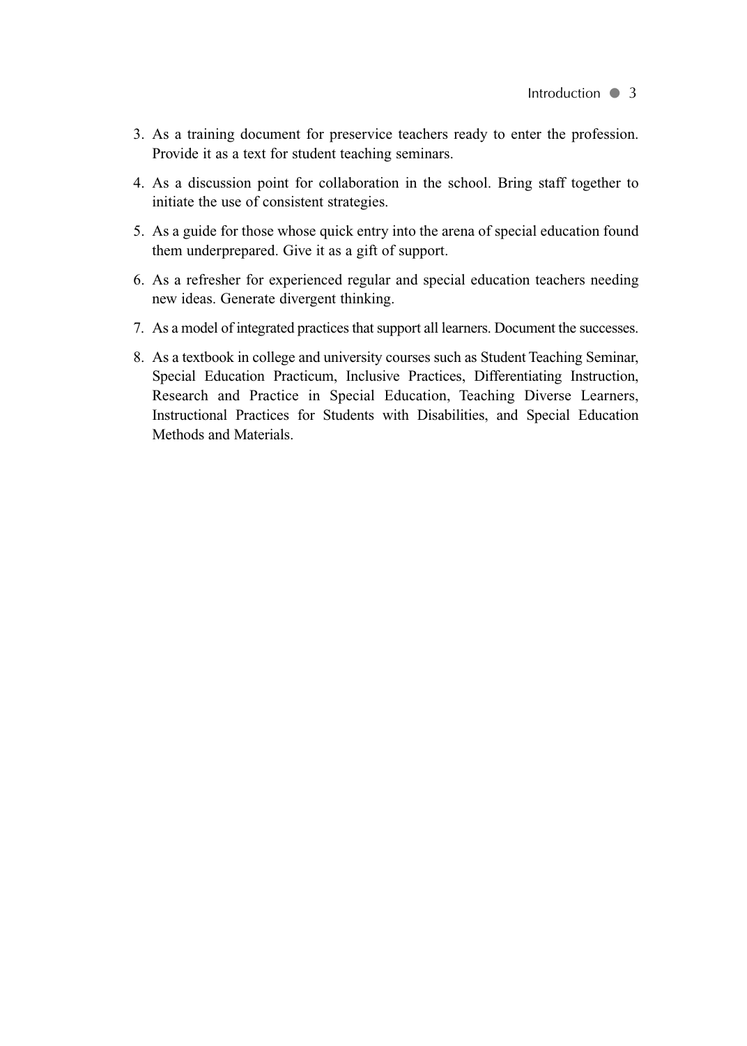3. As a training document for preservice teachers ready to enter the profession. Provide it as a text for student teaching seminars.
4. As a discussion point for collaboration in the school. Bring staff together to initiate the use of consistent strategies.
5. As a guide for those whose quick entry into the arena of special education found them underprepared. Give it as a gift of support.
6. As a refresher for experienced regular and special education teachers needing new ideas. Generate divergent thinking.
7. As a model of integrated practices that support all learners. Document the successes.
8. As a textbook in college and university courses such as Student Teaching Seminar, Special Education Practicum, Inclusive Practices, Differentiating Instruction, Research and Practice in Special Education, Teaching Diverse Learners, Instructional Practices for Students with Disabilities, and Special Education Methods and Materials.